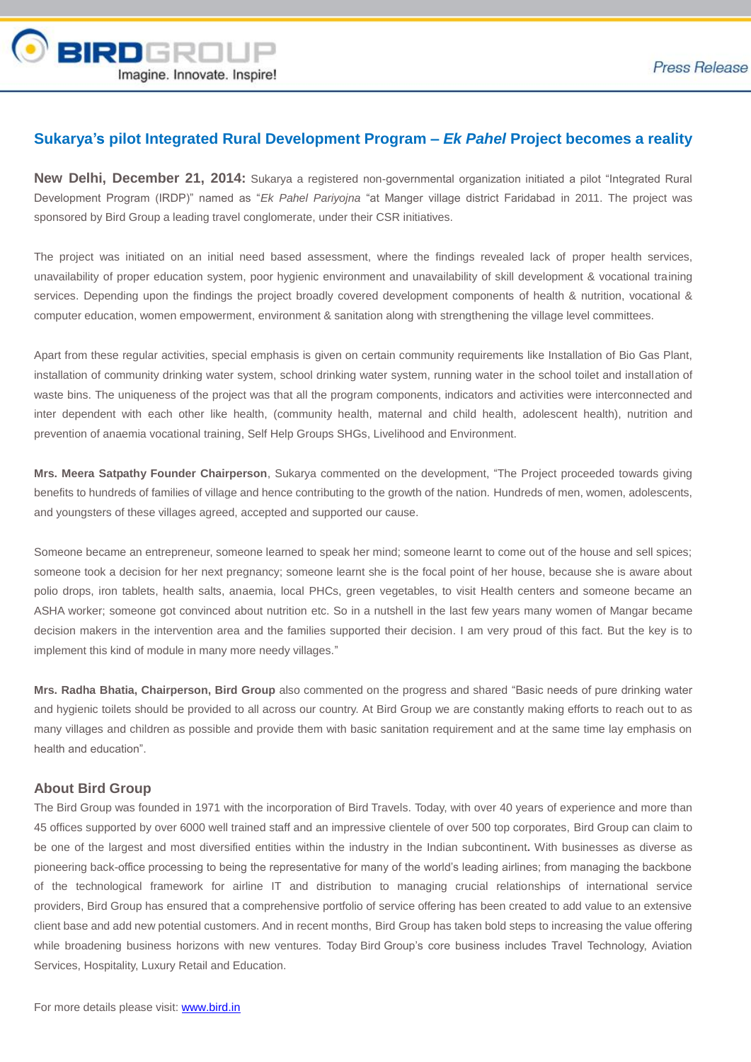BIRDGROUP
Imagine. Innovate. Inspire!

Press Release

# Sukarya's pilot Integrated Rural Development Program – *Ek Pahel* Project becomes a reality

**New Delhi, December 21, 2014:** Sukarya a registered non-governmental organization initiated a pilot "Integrated Rural Development Program (IRDP)" named as "*Ek Pahel Pariyojna* "at Manger village district Faridabad in 2011. The project was sponsored by Bird Group a leading travel conglomerate, under their CSR initiatives.

The project was initiated on an initial need based assessment, where the findings revealed lack of proper health services, unavailability of proper education system, poor hygienic environment and unavailability of skill development & vocational training services. Depending upon the findings the project broadly covered development components of health & nutrition, vocational & computer education, women empowerment, environment & sanitation along with strengthening the village level committees.

Apart from these regular activities, special emphasis is given on certain community requirements like Installation of Bio Gas Plant, installation of community drinking water system, school drinking water system, running water in the school toilet and installation of waste bins. The uniqueness of the project was that all the program components, indicators and activities were interconnected and inter dependent with each other like health, (community health, maternal and child health, adolescent health), nutrition and prevention of anaemia vocational training, Self Help Groups SHGs, Livelihood and Environment.

**Mrs. Meera Satpathy Founder Chairperson**, Sukarya commented on the development, "The Project proceeded towards giving benefits to hundreds of families of village and hence contributing to the growth of the nation. Hundreds of men, women, adolescents, and youngsters of these villages agreed, accepted and supported our cause.

Someone became an entrepreneur, someone learned to speak her mind; someone learnt to come out of the house and sell spices; someone took a decision for her next pregnancy; someone learnt she is the focal point of her house, because she is aware about polio drops, iron tablets, health salts, anaemia, local PHCs, green vegetables, to visit Health centers and someone became an ASHA worker; someone got convinced about nutrition etc. So in a nutshell in the last few years many women of Mangar became decision makers in the intervention area and the families supported their decision. I am very proud of this fact. But the key is to implement this kind of module in many more needy villages."

**Mrs. Radha Bhatia, Chairperson, Bird Group** also commented on the progress and shared "Basic needs of pure drinking water and hygienic toilets should be provided to all across our country. At Bird Group we are constantly making efforts to reach out to as many villages and children as possible and provide them with basic sanitation requirement and at the same time lay emphasis on health and education".

## About Bird Group

The Bird Group was founded in 1971 with the incorporation of Bird Travels. Today, with over 40 years of experience and more than 45 offices supported by over 6000 well trained staff and an impressive clientele of over 500 top corporates, Bird Group can claim to be one of the largest and most diversified entities within the industry in the Indian subcontinent**.** With businesses as diverse as pioneering back-office processing to being the representative for many of the world's leading airlines; from managing the backbone of the technological framework for airline IT and distribution to managing crucial relationships of international service providers, Bird Group has ensured that a comprehensive portfolio of service offering has been created to add value to an extensive client base and add new potential customers. And in recent months, Bird Group has taken bold steps to increasing the value offering while broadening business horizons with new ventures. Today Bird Group's core business includes Travel Technology, Aviation Services, Hospitality, Luxury Retail and Education.

For more details please visit: [www.bird.in](http://www.bird.in)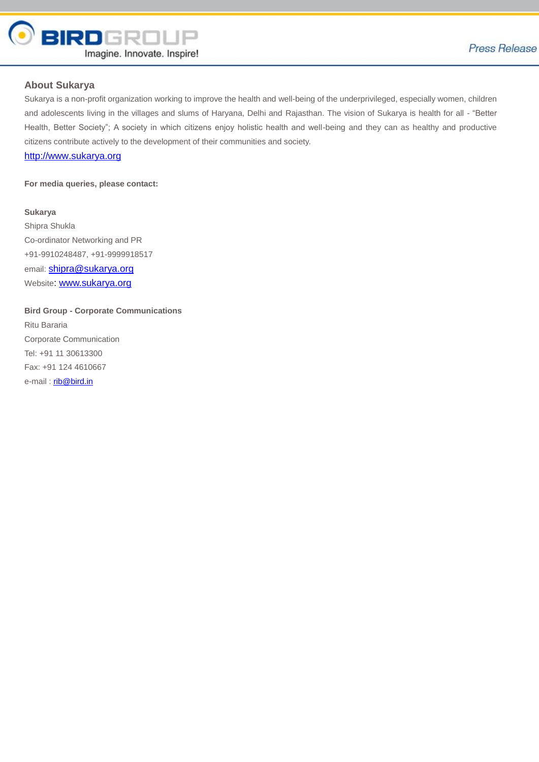## About Sukarya

Sukarya is a non-profit organization working to improve the health and well-being of the underprivileged, especially women, children and adolescents living in the villages and slums of Haryana, Delhi and Rajasthan. The vision of Sukarya is health for all - "Better Health, Better Society"; A society in which citizens enjoy holistic health and well-being and they can as healthy and productive citizens contribute actively to the development of their communities and society.

http://www.sukarya.org

**For media queries, please contact:**

**Sukarya**
Shipra Shukla
Co-ordinator Networking and PR
+91-9910248487, +91-9999918517
email: shipra@sukarya.org
Website: www.sukarya.org

**Bird Group - Corporate Communications**
Ritu Bararia
Corporate Communication
Tel: +91 11 30613300
Fax: +91 124 4610667
e-mail : rib@bird.in